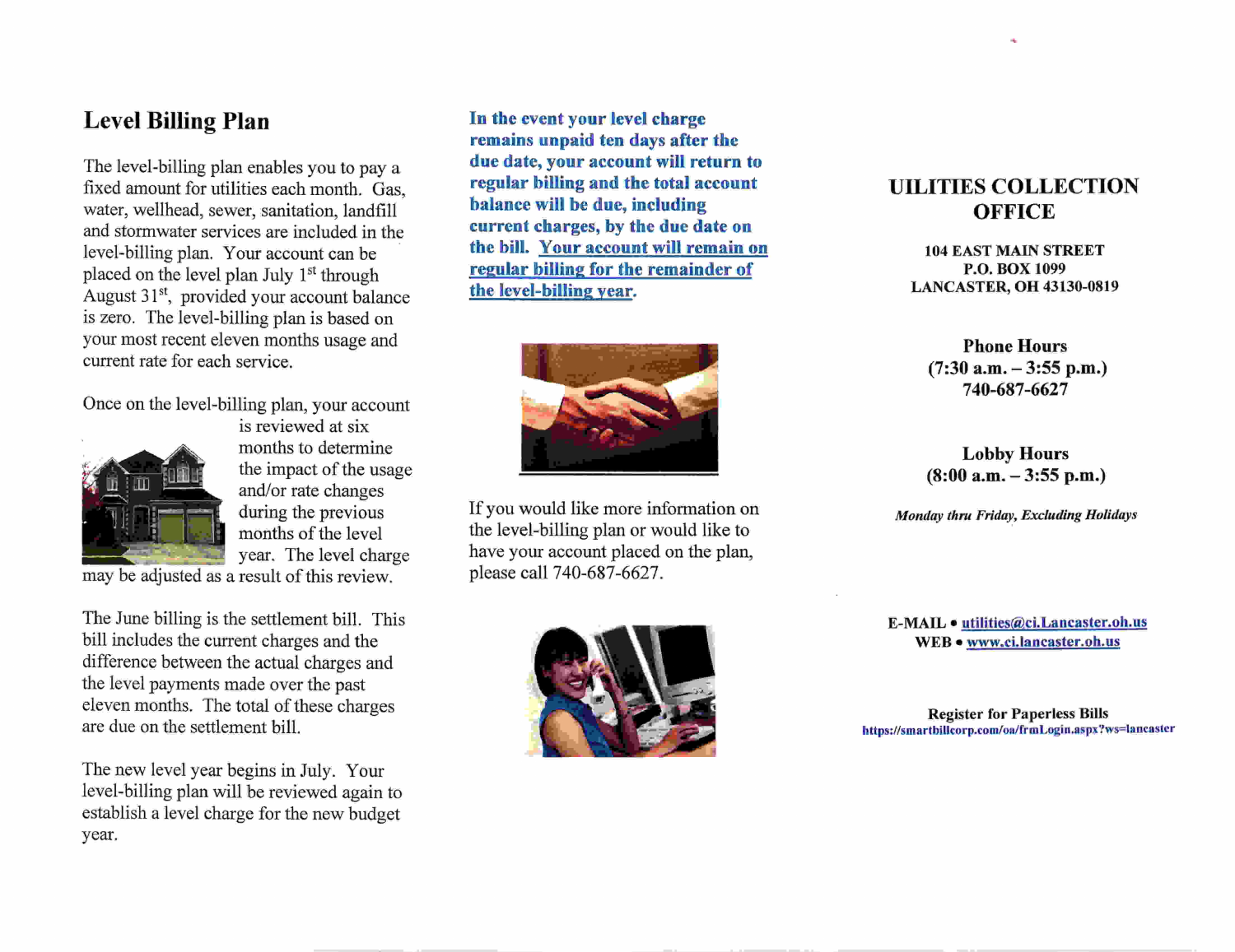## Level Billing Plan

The level-billing plan enables you to pay a fixed amount for utilities each month. Gas, water, wellhead, sewer, sanitation, landfill and stormwater services are included in the level-billing plan. Your account can be placed on the level plan July 1st through August 31st, provided your account balance is zero. The level-billing plan is based on your most recent eleven months usage and current rate for each service.

Once on the level-billing plan, your account is reviewed at six months to determine the impact of the usage and/or rate changes during the previous months of the level year. The level charge may be adjusted as a result of this review.

The June billing is the settlement bill. This bill includes the current charges and the difference between the actual charges and the level payments made over the past eleven months. The total of these charges are due on the settlement bill.

The new level year begins in July. Your level-billing plan will be reviewed again to establish a level charge for the new budget year.

**In the event your level charge remains unpaid ten days after the due date, your account will return to regular billing and the total account balance will be due, including current charges, by the due date on the bill. <u>Your account will remain on regular billing for the remainder of the level-billing year</u>.**

If you would like more information on the level-billing plan or would like to have your account placed on the plan, please call 740-687-6627.

## UILITIES COLLECTION OFFICE

**104 EAST MAIN STREET**
**P.O. BOX 1099**
**LANCASTER, OH 43130-0819**

**Phone Hours**
**(7:30 a.m. – 3:55 p.m.)**
**740-687-6627**

**Lobby Hours**
**(8:00 a.m. – 3:55 p.m.)**

***Monday thru Friday, Excluding Holidays***

**E-MAIL** • utilities@ci.Lancaster.oh.us
**WEB** • www.ci.lancaster.oh.us

**Register for Paperless Bills**
https://smartbillcorp.com/oa/frmLogin.aspx?ws=lancaster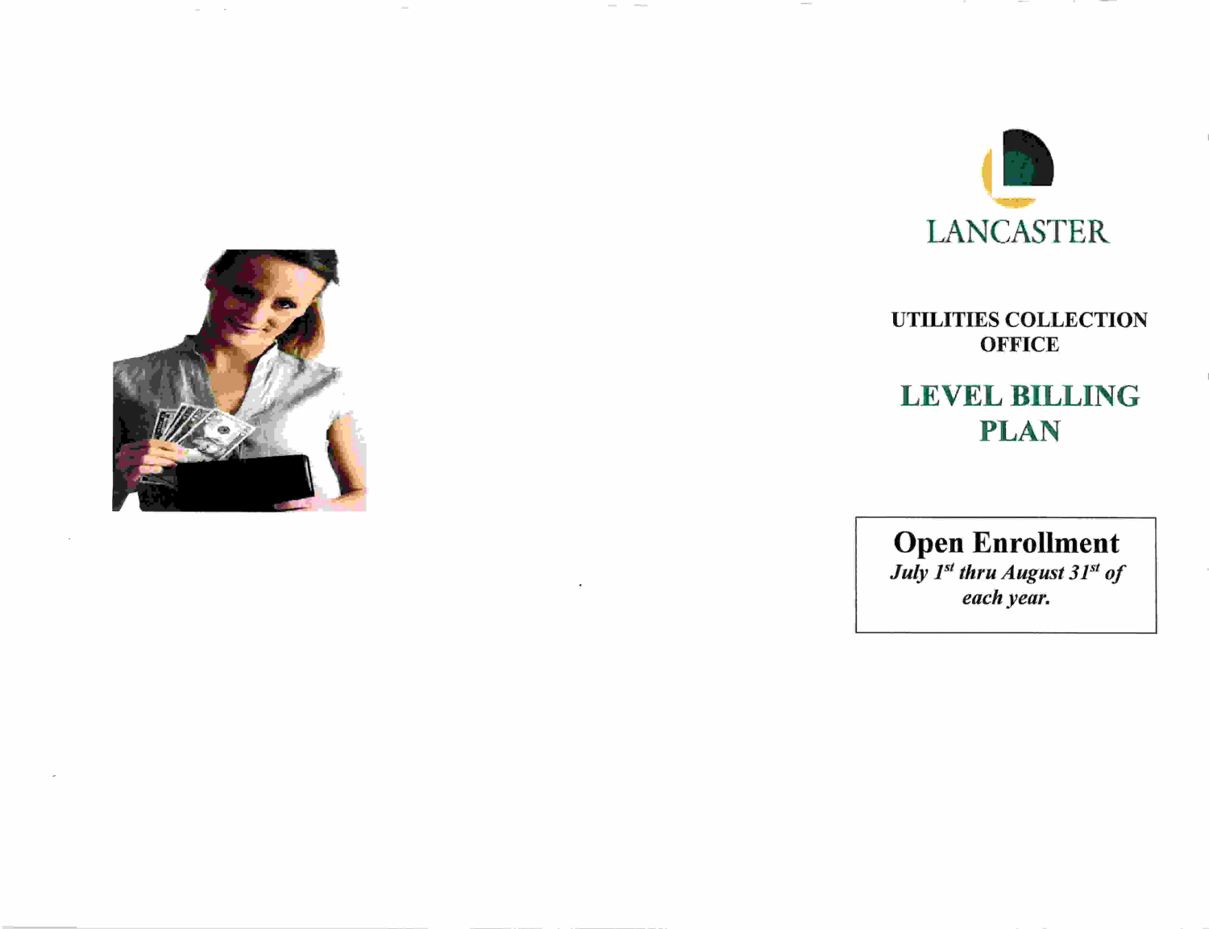LANCASTER

**UTILITIES COLLECTION OFFICE**

# LEVEL BILLING PLAN

**Open Enrollment**

***July 1st thru August 31st of each year.***